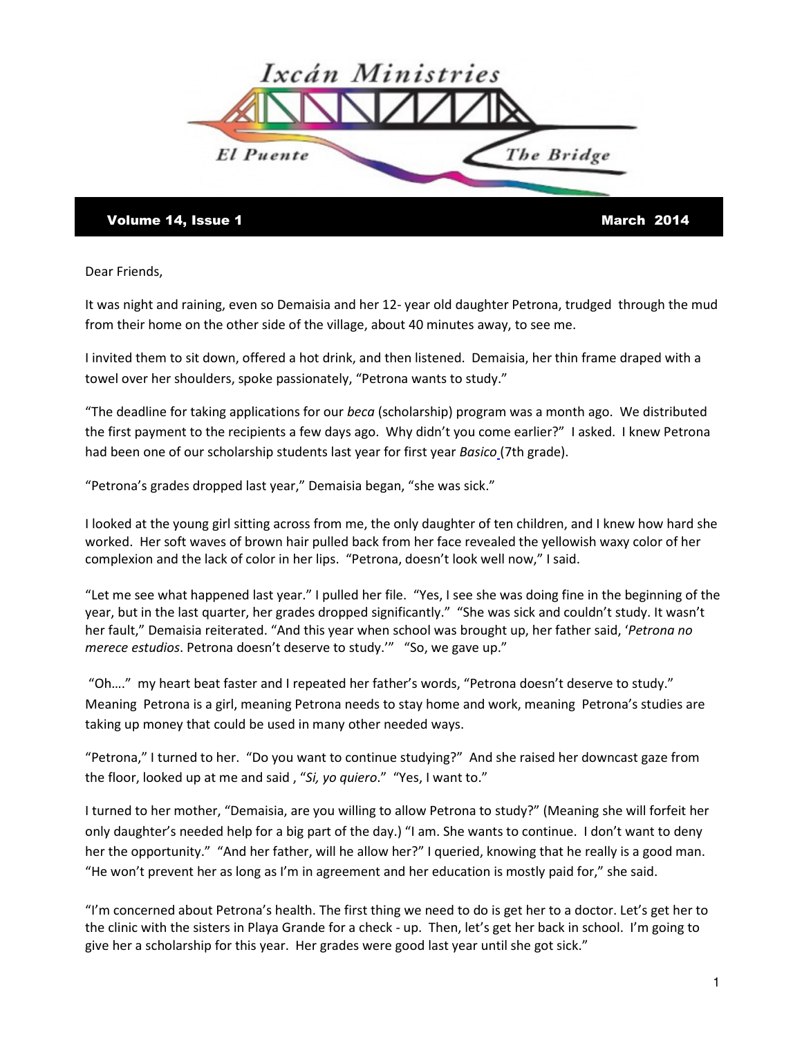# Ixcán Ministries

El Puente — The Bridge

**Volume 14, Issue 1** **March 2014**

Dear Friends,

It was night and raining, even so Demaisia and her 12- year old daughter Petrona, trudged through the mud from their home on the other side of the village, about 40 minutes away, to see me.

I invited them to sit down, offered a hot drink, and then listened. Demaisia, her thin frame draped with a towel over her shoulders, spoke passionately, "Petrona wants to study."

"The deadline for taking applications for our *beca* (scholarship) program was a month ago. We distributed the first payment to the recipients a few days ago. Why didn't you come earlier?" I asked. I knew Petrona had been one of our scholarship students last year for first year *Basico* (7th grade).

"Petrona's grades dropped last year," Demaisia began, "she was sick."

I looked at the young girl sitting across from me, the only daughter of ten children, and I knew how hard she worked. Her soft waves of brown hair pulled back from her face revealed the yellowish waxy color of her complexion and the lack of color in her lips. "Petrona, doesn't look well now," I said.

"Let me see what happened last year." I pulled her file. "Yes, I see she was doing fine in the beginning of the year, but in the last quarter, her grades dropped significantly." "She was sick and couldn't study. It wasn't her fault," Demaisia reiterated. "And this year when school was brought up, her father said, '*Petrona no merece estudios*. Petrona doesn't deserve to study.'" "So, we gave up."

"Oh…." my heart beat faster and I repeated her father's words, "Petrona doesn't deserve to study." Meaning Petrona is a girl, meaning Petrona needs to stay home and work, meaning Petrona's studies are taking up money that could be used in many other needed ways.

"Petrona," I turned to her. "Do you want to continue studying?" And she raised her downcast gaze from the floor, looked up at me and said , "*Si, yo quiero*." "Yes, I want to."

I turned to her mother, "Demaisia, are you willing to allow Petrona to study?" (Meaning she will forfeit her only daughter's needed help for a big part of the day.) "I am. She wants to continue. I don't want to deny her the opportunity." "And her father, will he allow her?" I queried, knowing that he really is a good man. "He won't prevent her as long as I'm in agreement and her education is mostly paid for," she said.

"I'm concerned about Petrona's health. The first thing we need to do is get her to a doctor. Let's get her to the clinic with the sisters in Playa Grande for a check - up. Then, let's get her back in school. I'm going to give her a scholarship for this year. Her grades were good last year until she got sick."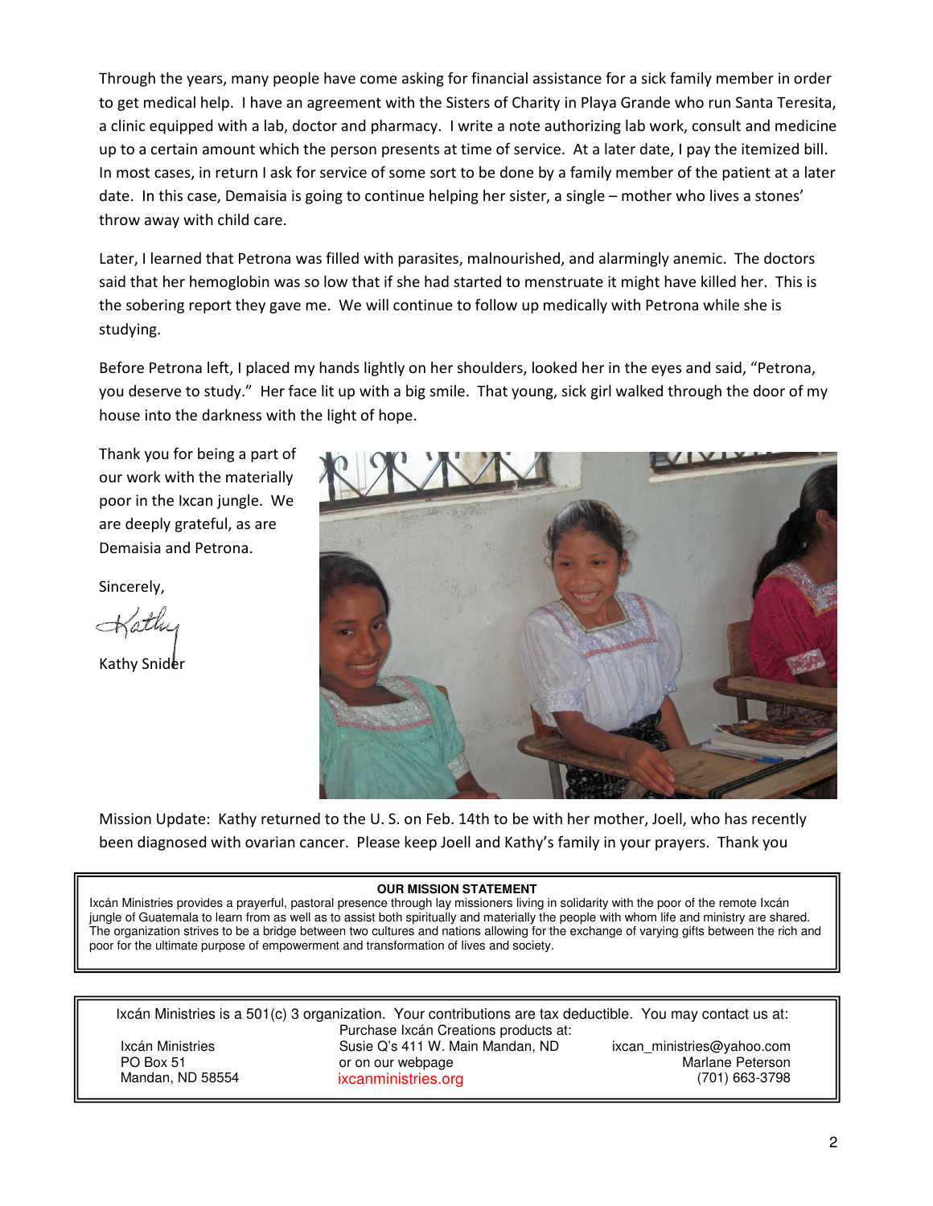Through the years, many people have come asking for financial assistance for a sick family member in order to get medical help. I have an agreement with the Sisters of Charity in Playa Grande who run Santa Teresita, a clinic equipped with a lab, doctor and pharmacy. I write a note authorizing lab work, consult and medicine up to a certain amount which the person presents at time of service. At a later date, I pay the itemized bill. In most cases, in return I ask for service of some sort to be done by a family member of the patient at a later date. In this case, Demaisia is going to continue helping her sister, a single – mother who lives a stones' throw away with child care.

Later, I learned that Petrona was filled with parasites, malnourished, and alarmingly anemic. The doctors said that her hemoglobin was so low that if she had started to menstruate it might have killed her. This is the sobering report they gave me. We will continue to follow up medically with Petrona while she is studying.

Before Petrona left, I placed my hands lightly on her shoulders, looked her in the eyes and said, "Petrona, you deserve to study." Her face lit up with a big smile. That young, sick girl walked through the door of my house into the darkness with the light of hope.

Thank you for being a part of our work with the materially poor in the Ixcan jungle. We are deeply grateful, as are Demaisia and Petrona.

Sincerely,

Kathy

Kathy Snider

Mission Update: Kathy returned to the U. S. on Feb. 14th to be with her mother, Joell, who has recently been diagnosed with ovarian cancer. Please keep Joell and Kathy's family in your prayers. Thank you

**OUR MISSION STATEMENT**

Ixcán Ministries provides a prayerful, pastoral presence through lay missioners living in solidarity with the poor of the remote Ixcán jungle of Guatemala to learn from as well as to assist both spiritually and materially the people with whom life and ministry are shared. The organization strives to be a bridge between two cultures and nations allowing for the exchange of varying gifts between the rich and poor for the ultimate purpose of empowerment and transformation of lives and society.

Ixcán Ministries is a 501(c) 3 organization. Your contributions are tax deductible. You may contact us at:

Ixcán Ministries
PO Box 51
Mandan, ND 58554

Purchase Ixcán Creations products at:
Susie Q's 411 W. Main Mandan, ND
or on our webpage
ixcanministries.org

ixcan_ministries@yahoo.com
Marlane Peterson
(701) 663-3798